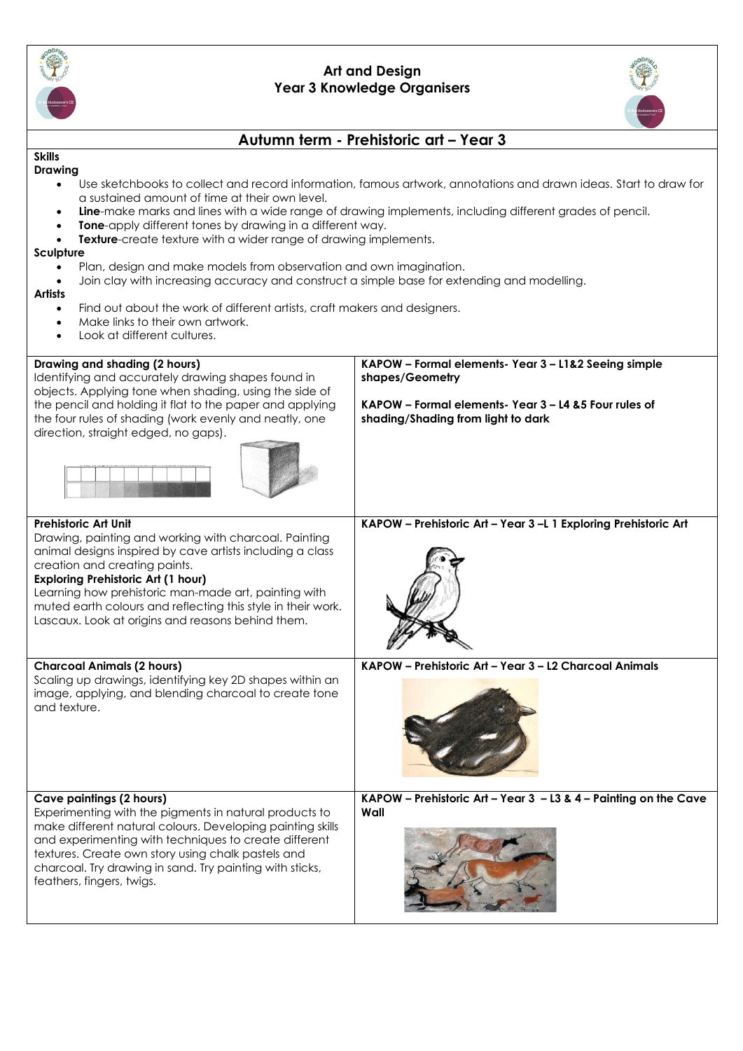# Art and Design
## Year 3 Knowledge Organisers

## Autumn term - Prehistoric art – Year 3

**Skills**

**Drawing**

- Use sketchbooks to collect and record information, famous artwork, annotations and drawn ideas. Start to draw for a sustained amount of time at their own level.
- **Line**-make marks and lines with a wide range of drawing implements, including different grades of pencil.
- **Tone**-apply different tones by drawing in a different way.
- **Texture**-create texture with a wider range of drawing implements.

**Sculpture**

- Plan, design and make models from observation and own imagination.
- Join clay with increasing accuracy and construct a simple base for extending and modelling.

**Artists**

- Find out about the work of different artists, craft makers and designers.
- Make links to their own artwork.
- Look at different cultures.

| | |
|---|---|
| **Drawing and shading (2 hours)**<br>Identifying and accurately drawing shapes found in objects. Applying tone when shading, using the side of the pencil and holding it flat to the paper and applying the four rules of shading (work evenly and neatly, one direction, straight edged, no gaps). | **KAPOW – Formal elements- Year 3 – L1&2 Seeing simple shapes/Geometry**<br><br>**KAPOW – Formal elements- Year 3 – L4 &5 Four rules of shading/Shading from light to dark** |
| **Prehistoric Art Unit**<br>Drawing, painting and working with charcoal. Painting animal designs inspired by cave artists including a class creation and creating paints.<br>**Exploring Prehistoric Art (1 hour)**<br>Learning how prehistoric man-made art, painting with muted earth colours and reflecting this style in their work. Lascaux. Look at origins and reasons behind them. | **KAPOW – Prehistoric Art – Year 3 –L 1 Exploring Prehistoric Art** |
| **Charcoal Animals (2 hours)**<br>Scaling up drawings, identifying key 2D shapes within an image, applying, and blending charcoal to create tone and texture. | **KAPOW – Prehistoric Art – Year 3 – L2 Charcoal Animals** |
| **Cave paintings (2 hours)**<br>Experimenting with the pigments in natural products to make different natural colours. Developing painting skills and experimenting with techniques to create different textures. Create own story using chalk pastels and charcoal. Try drawing in sand. Try painting with sticks, feathers, fingers, twigs. | **KAPOW – Prehistoric Art – Year 3 – L3 & 4 – Painting on the Cave Wall** |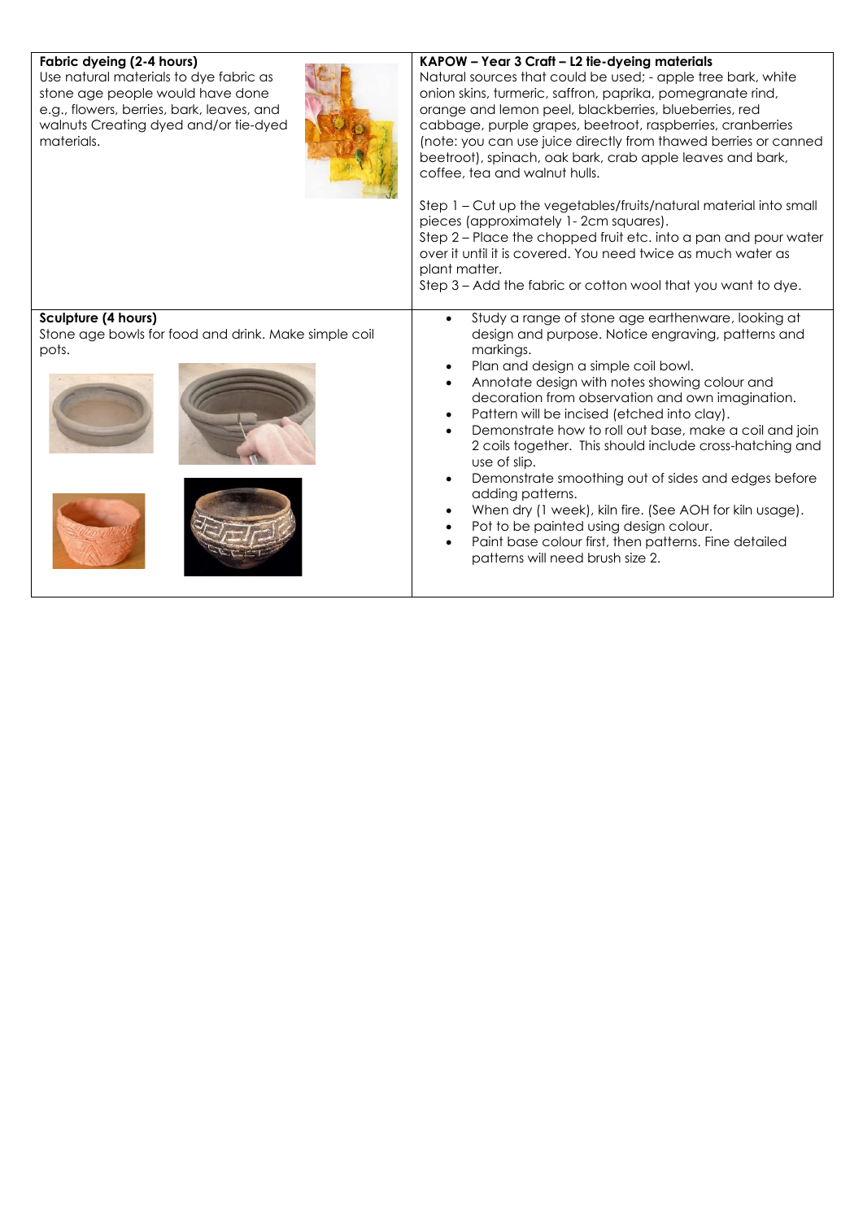| | |
|---|---|
| **Fabric dyeing (2-4 hours)**<br>Use natural materials to dye fabric as stone age people would have done e.g., flowers, berries, bark, leaves, and walnuts Creating dyed and/or tie-dyed materials. | **KAPOW – Year 3 Craft – L2 tie-dyeing materials**<br>Natural sources that could be used; - apple tree bark, white onion skins, turmeric, saffron, paprika, pomegranate rind, orange and lemon peel, blackberries, blueberries, red cabbage, purple grapes, beetroot, raspberries, cranberries (note: you can use juice directly from thawed berries or canned beetroot), spinach, oak bark, crab apple leaves and bark, coffee, tea and walnut hulls.<br><br>Step 1 – Cut up the vegetables/fruits/natural material into small pieces (approximately 1- 2cm squares).<br>Step 2 – Place the chopped fruit etc. into a pan and pour water over it until it is covered. You need twice as much water as plant matter.<br>Step 3 – Add the fabric or cotton wool that you want to dye. |
| **Sculpture (4 hours)**<br>Stone age bowls for food and drink. Make simple coil pots. | • Study a range of stone age earthenware, looking at design and purpose. Notice engraving, patterns and markings.<br>• Plan and design a simple coil bowl.<br>• Annotate design with notes showing colour and decoration from observation and own imagination.<br>• Pattern will be incised (etched into clay).<br>• Demonstrate how to roll out base, make a coil and join 2 coils together. This should include cross-hatching and use of slip.<br>• Demonstrate smoothing out of sides and edges before adding patterns.<br>• When dry (1 week), kiln fire. (See AOH for kiln usage).<br>• Pot to be painted using design colour.<br>• Paint base colour first, then patterns. Fine detailed patterns will need brush size 2. |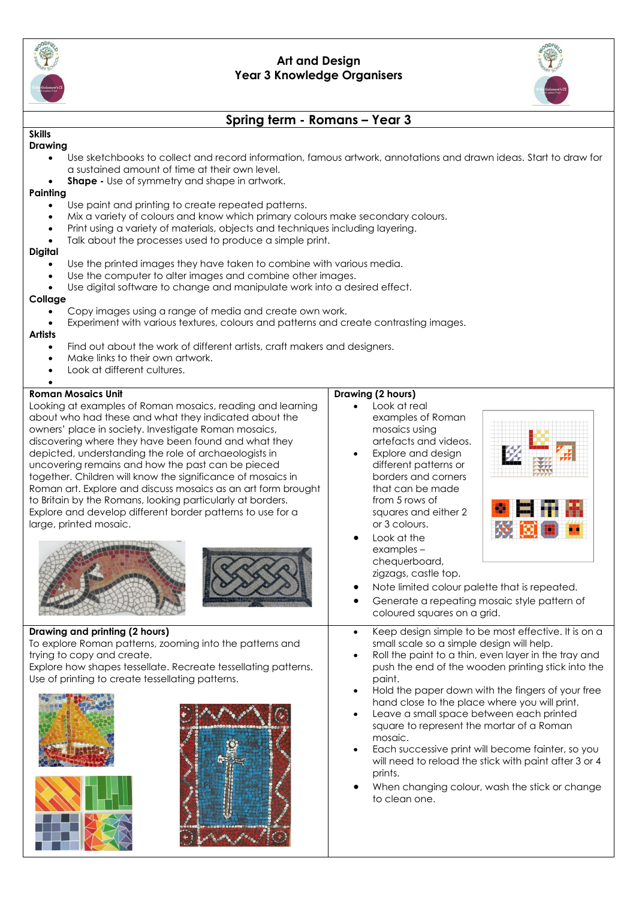# Art and Design
## Year 3 Knowledge Organisers

## Spring term - Romans – Year 3

**Skills**

**Drawing**

- Use sketchbooks to collect and record information, famous artwork, annotations and drawn ideas. Start to draw for a sustained amount of time at their own level.
- **Shape -** Use of symmetry and shape in artwork.

**Painting**

- Use paint and printing to create repeated patterns.
- Mix a variety of colours and know which primary colours make secondary colours.
- Print using a variety of materials, objects and techniques including layering.
- Talk about the processes used to produce a simple print.

**Digital**

- Use the printed images they have taken to combine with various media.
- Use the computer to alter images and combine other images.
- Use digital software to change and manipulate work into a desired effect.

**Collage**

- Copy images using a range of media and create own work.
- Experiment with various textures, colours and patterns and create contrasting images.

**Artists**

- Find out about the work of different artists, craft makers and designers.
- Make links to their own artwork.
- Look at different cultures.

**Roman Mosaics Unit**

Looking at examples of Roman mosaics, reading and learning about who had these and what they indicated about the owners' place in society. Investigate Roman mosaics, discovering where they have been found and what they depicted, understanding the role of archaeologists in uncovering remains and how the past can be pieced together. Children will know the significance of mosaics in Roman art. Explore and discuss mosaics as an art form brought to Britain by the Romans, looking particularly at borders. Explore and develop different border patterns to use for a large, printed mosaic.

**Drawing (2 hours)**

- Look at real examples of Roman mosaics using artefacts and videos.
- Explore and design different patterns or borders and corners that can be made from 5 rows of squares and either 2 or 3 colours.
- Look at the examples – chequerboard, zigzags, castle top.
- Note limited colour palette that is repeated.
- Generate a repeating mosaic style pattern of coloured squares on a grid.

**Drawing and printing (2 hours)**

To explore Roman patterns, zooming into the patterns and trying to copy and create.
Explore how shapes tessellate. Recreate tessellating patterns.
Use of printing to create tessellating patterns.

- Keep design simple to be most effective. It is on a small scale so a simple design will help.
- Roll the paint to a thin, even layer in the tray and push the end of the wooden printing stick into the paint.
- Hold the paper down with the fingers of your free hand close to the place where you will print.
- Leave a small space between each printed square to represent the mortar of a Roman mosaic.
- Each successive print will become fainter, so you will need to reload the stick with paint after 3 or 4 prints.
- When changing colour, wash the stick or change to clean one.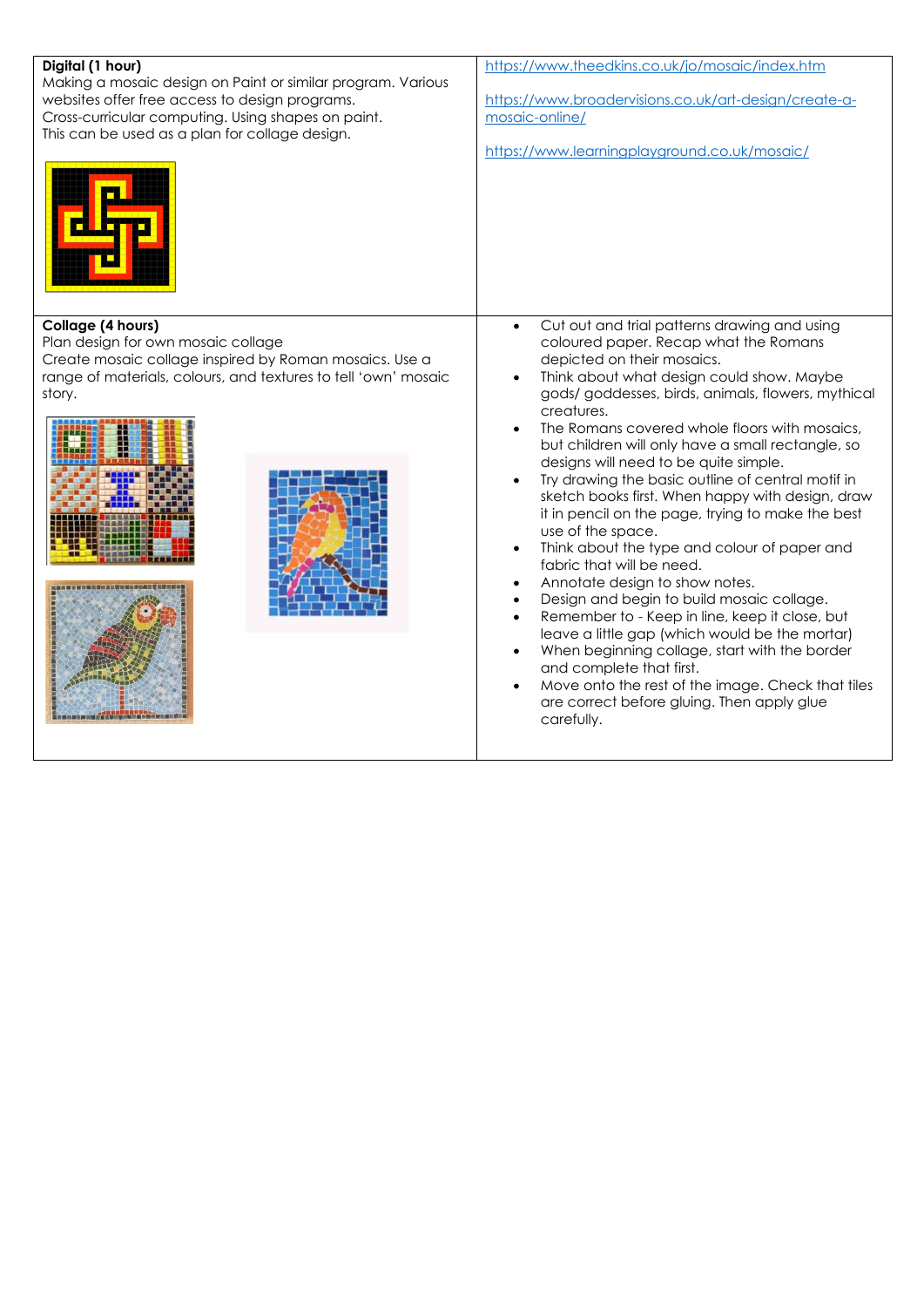| | |
|---|---|
| **Digital (1 hour)**<br>Making a mosaic design on Paint or similar program. Various websites offer free access to design programs.<br>Cross-curricular computing. Using shapes on paint.<br>This can be used as a plan for collage design. | https://www.theedkins.co.uk/jo/mosaic/index.htm<br><br>https://www.broadervisions.co.uk/art-design/create-a-mosaic-online/<br><br>https://www.learningplayground.co.uk/mosaic/ |
| **Collage (4 hours)**<br>Plan design for own mosaic collage<br>Create mosaic collage inspired by Roman mosaics. Use a range of materials, colours, and textures to tell 'own' mosaic story. | • Cut out and trial patterns drawing and using coloured paper. Recap what the Romans depicted on their mosaics.<br>• Think about what design could show. Maybe gods/ goddesses, birds, animals, flowers, mythical creatures.<br>• The Romans covered whole floors with mosaics, but children will only have a small rectangle, so designs will need to be quite simple.<br>• Try drawing the basic outline of central motif in sketch books first. When happy with design, draw it in pencil on the page, trying to make the best use of the space.<br>• Think about the type and colour of paper and fabric that will be need.<br>• Annotate design to show notes.<br>• Design and begin to build mosaic collage.<br>• Remember to - Keep in line, keep it close, but leave a little gap (which would be the mortar)<br>• When beginning collage, start with the border and complete that first.<br>• Move onto the rest of the image. Check that tiles are correct before gluing. Then apply glue carefully. |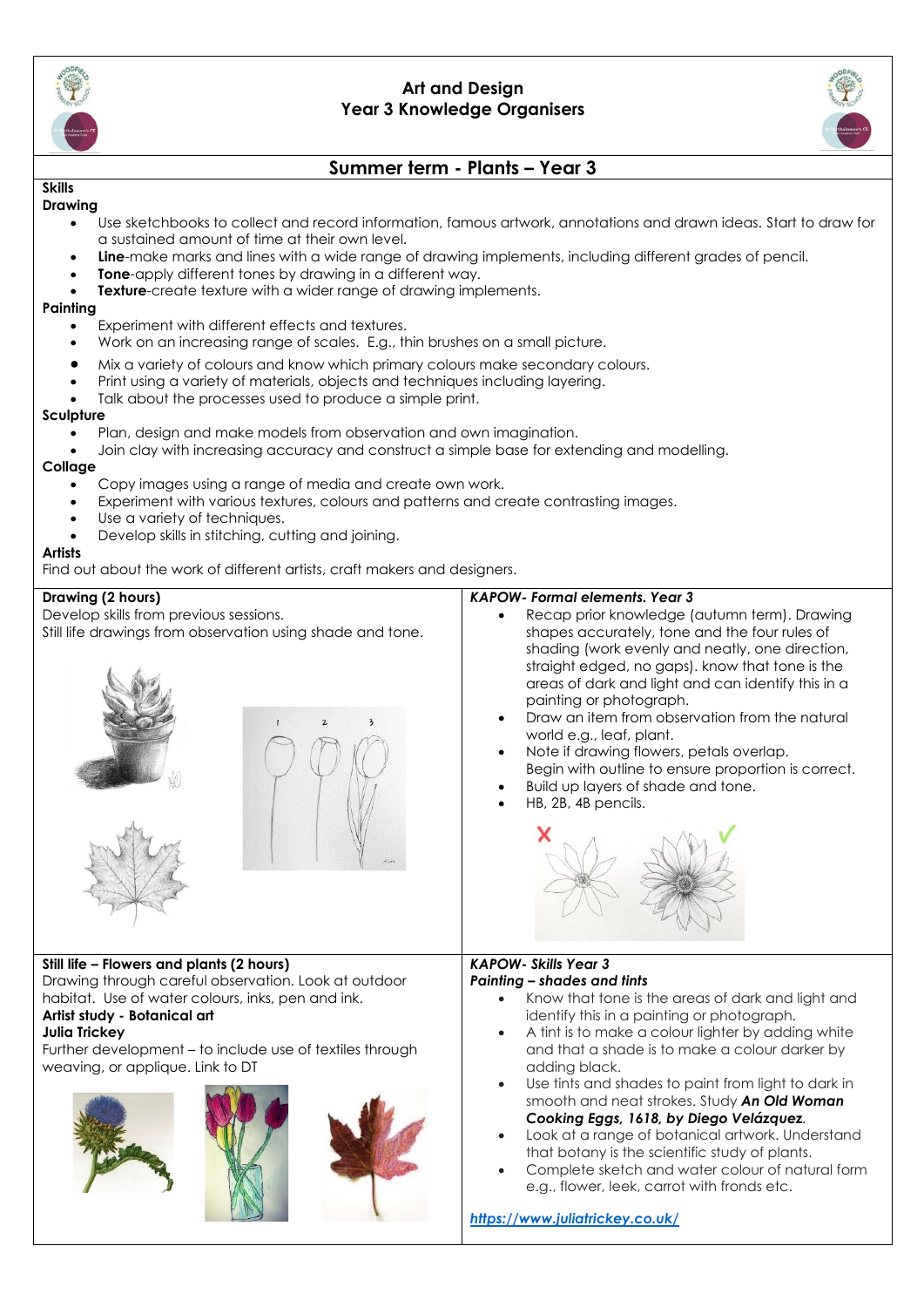# Art and Design
# Year 3 Knowledge Organisers

## Summer term - Plants – Year 3

**Skills**

**Drawing**

- Use sketchbooks to collect and record information, famous artwork, annotations and drawn ideas. Start to draw for a sustained amount of time at their own level.
- **Line**-make marks and lines with a wide range of drawing implements, including different grades of pencil.
- **Tone**-apply different tones by drawing in a different way.
- **Texture**-create texture with a wider range of drawing implements.

**Painting**

- Experiment with different effects and textures.
- Work on an increasing range of scales. E.g., thin brushes on a small picture.
- Mix a variety of colours and know which primary colours make secondary colours.
- Print using a variety of materials, objects and techniques including layering.
- Talk about the processes used to produce a simple print.

**Sculpture**

- Plan, design and make models from observation and own imagination.
- Join clay with increasing accuracy and construct a simple base for extending and modelling.

**Collage**

- Copy images using a range of media and create own work.
- Experiment with various textures, colours and patterns and create contrasting images.
- Use a variety of techniques.
- Develop skills in stitching, cutting and joining.

**Artists**

Find out about the work of different artists, craft makers and designers.

**Drawing (2 hours)**

Develop skills from previous sessions.
Still life drawings from observation using shade and tone.

***KAPOW- Formal elements. Year 3***

- Recap prior knowledge (autumn term). Drawing shapes accurately, tone and the four rules of shading (work evenly and neatly, one direction, straight edged, no gaps). know that tone is the areas of dark and light and can identify this in a painting or photograph.
- Draw an item from observation from the natural world e.g., leaf, plant.
- Note if drawing flowers, petals overlap. Begin with outline to ensure proportion is correct.
- Build up layers of shade and tone.
- HB, 2B, 4B pencils.

**Still life – Flowers and plants (2 hours)**

Drawing through careful observation. Look at outdoor habitat. Use of water colours, inks, pen and ink.

**Artist study - Botanical art**

**Julia Trickey**

Further development – to include use of textiles through weaving, or applique. Link to DT

***KAPOW- Skills Year 3***

***Painting – shades and tints***

- Know that tone is the areas of dark and light and identify this in a painting or photograph.
- A tint is to make a colour lighter by adding white and that a shade is to make a colour darker by adding black.
- Use tints and shades to paint from light to dark in smooth and neat strokes. Study ***An Old Woman Cooking Eggs, 1618, by Diego Velázquez***.
- Look at a range of botanical artwork. Understand that botany is the scientific study of plants.
- Complete sketch and water colour of natural form e.g., flower, leek, carrot with fronds etc.

***https://www.juliatrickey.co.uk/***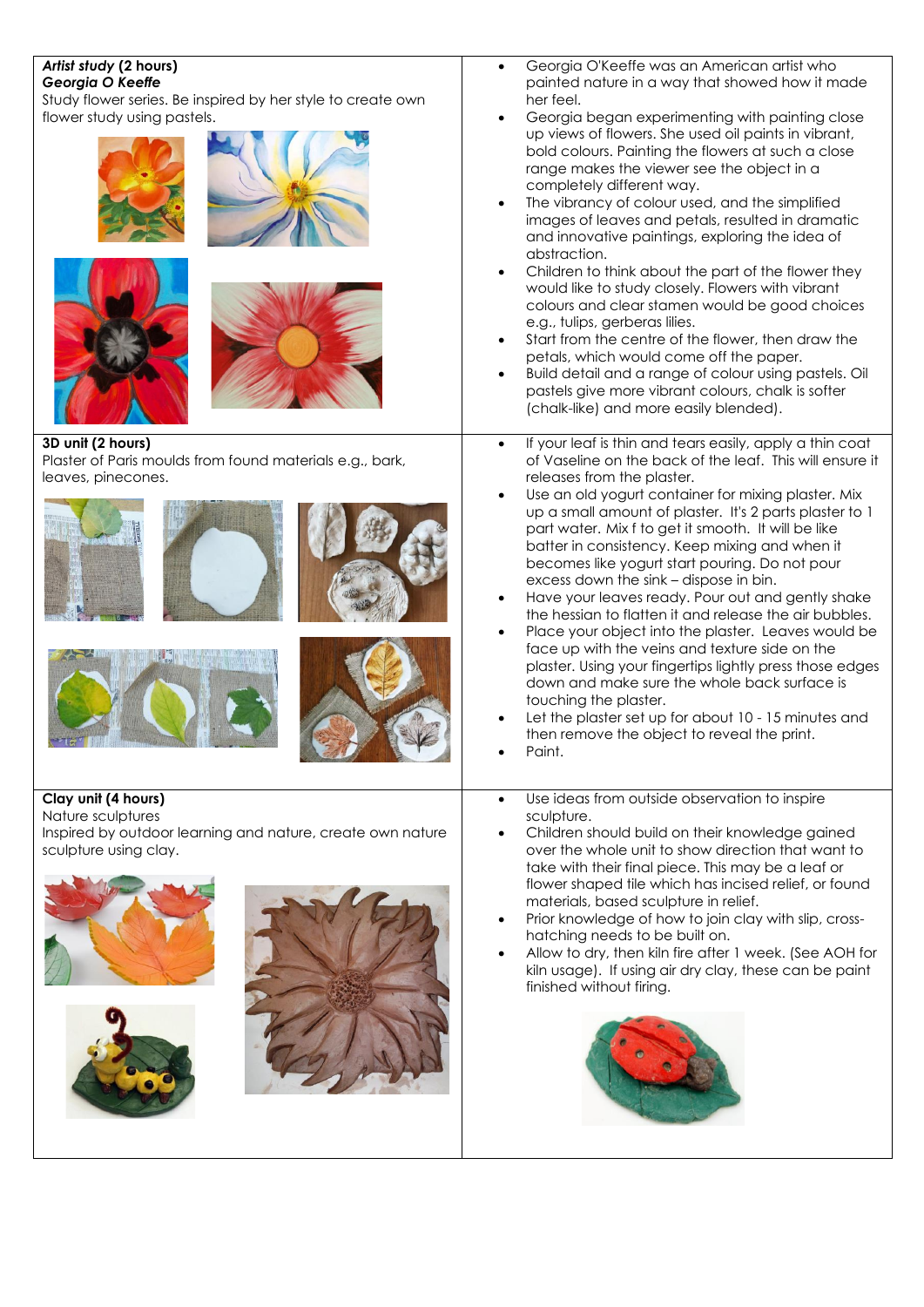| | |
|---|---|
| ***Artist study* (2 hours)**<br>***Georgia O Keeffe***<br>Study flower series. Be inspired by her style to create own flower study using pastels. | • Georgia O'Keeffe was an American artist who painted nature in a way that showed how it made her feel.<br>• Georgia began experimenting with painting close up views of flowers. She used oil paints in vibrant, bold colours. Painting the flowers at such a close range makes the viewer see the object in a completely different way.<br>• The vibrancy of colour used, and the simplified images of leaves and petals, resulted in dramatic and innovative paintings, exploring the idea of abstraction.<br>• Children to think about the part of the flower they would like to study closely. Flowers with vibrant colours and clear stamen would be good choices e.g., tulips, gerberas lilies.<br>• Start from the centre of the flower, then draw the petals, which would come off the paper.<br>• Build detail and a range of colour using pastels. Oil pastels give more vibrant colours, chalk is softer (chalk-like) and more easily blended). |
| **3D unit (2 hours)**<br>Plaster of Paris moulds from found materials e.g., bark, leaves, pinecones. | • If your leaf is thin and tears easily, apply a thin coat of Vaseline on the back of the leaf. This will ensure it releases from the plaster.<br>• Use an old yogurt container for mixing plaster. Mix up a small amount of plaster. It's 2 parts plaster to 1 part water. Mix f to get it smooth. It will be like batter in consistency. Keep mixing and when it becomes like yogurt start pouring. Do not pour excess down the sink – dispose in bin.<br>• Have your leaves ready. Pour out and gently shake the hessian to flatten it and release the air bubbles.<br>• Place your object into the plaster. Leaves would be face up with the veins and texture side on the plaster. Using your fingertips lightly press those edges down and make sure the whole back surface is touching the plaster.<br>• Let the plaster set up for about 10 - 15 minutes and then remove the object to reveal the print.<br>• Paint. |
| **Clay unit (4 hours)**<br>Nature sculptures<br>Inspired by outdoor learning and nature, create own nature sculpture using clay. | • Use ideas from outside observation to inspire sculpture.<br>• Children should build on their knowledge gained over the whole unit to show direction that want to take with their final piece. This may be a leaf or flower shaped tile which has incised relief, or found materials, based sculpture in relief.<br>• Prior knowledge of how to join clay with slip, cross-hatching needs to be built on.<br>• Allow to dry, then kiln fire after 1 week. (See AOH for kiln usage). If using air dry clay, these can be paint finished without firing. |